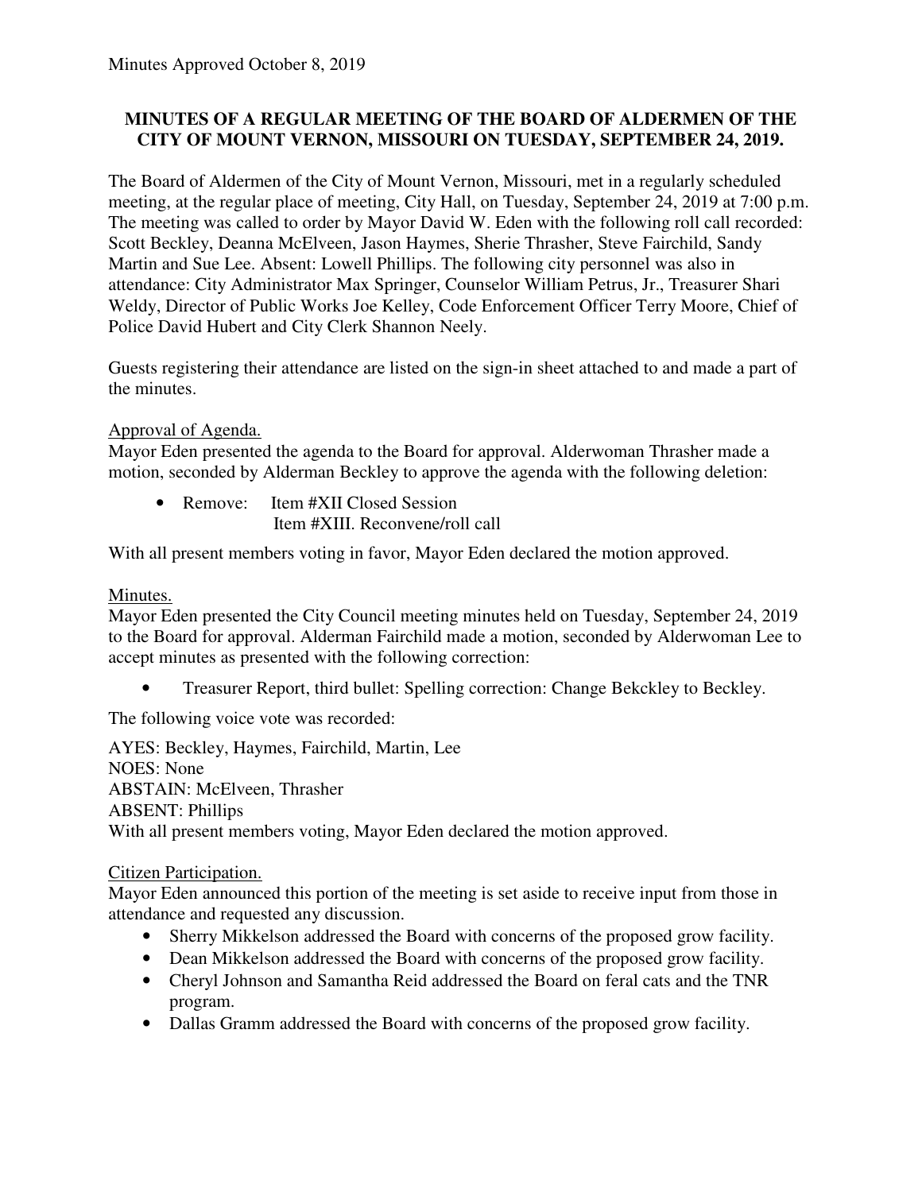Minutes Approved October 8, 2019

**MINUTES OF A REGULAR MEETING OF THE BOARD OF ALDERMEN OF THE CITY OF MOUNT VERNON, MISSOURI ON TUESDAY, SEPTEMBER 24, 2019.**

The Board of Aldermen of the City of Mount Vernon, Missouri, met in a regularly scheduled meeting, at the regular place of meeting, City Hall, on Tuesday, September 24, 2019 at 7:00 p.m. The meeting was called to order by Mayor David W. Eden with the following roll call recorded: Scott Beckley, Deanna McElveen, Jason Haymes, Sherie Thrasher, Steve Fairchild, Sandy Martin and Sue Lee. Absent: Lowell Phillips. The following city personnel was also in attendance: City Administrator Max Springer, Counselor William Petrus, Jr., Treasurer Shari Weldy, Director of Public Works Joe Kelley, Code Enforcement Officer Terry Moore, Chief of Police David Hubert and City Clerk Shannon Neely.

Guests registering their attendance are listed on the sign-in sheet attached to and made a part of the minutes.

Approval of Agenda.
Mayor Eden presented the agenda to the Board for approval. Alderwoman Thrasher made a motion, seconded by Alderman Beckley to approve the agenda with the following deletion:

- Remove: Item #XII Closed Session
  Item #XIII. Reconvene/roll call

With all present members voting in favor, Mayor Eden declared the motion approved.

Minutes.
Mayor Eden presented the City Council meeting minutes held on Tuesday, September 24, 2019 to the Board for approval. Alderman Fairchild made a motion, seconded by Alderwoman Lee to accept minutes as presented with the following correction:

- Treasurer Report, third bullet: Spelling correction: Change Bekckley to Beckley.

The following voice vote was recorded:

AYES: Beckley, Haymes, Fairchild, Martin, Lee
NOES: None
ABSTAIN: McElveen, Thrasher
ABSENT: Phillips
With all present members voting, Mayor Eden declared the motion approved.

Citizen Participation.
Mayor Eden announced this portion of the meeting is set aside to receive input from those in attendance and requested any discussion.

- Sherry Mikkelson addressed the Board with concerns of the proposed grow facility.
- Dean Mikkelson addressed the Board with concerns of the proposed grow facility.
- Cheryl Johnson and Samantha Reid addressed the Board on feral cats and the TNR program.
- Dallas Gramm addressed the Board with concerns of the proposed grow facility.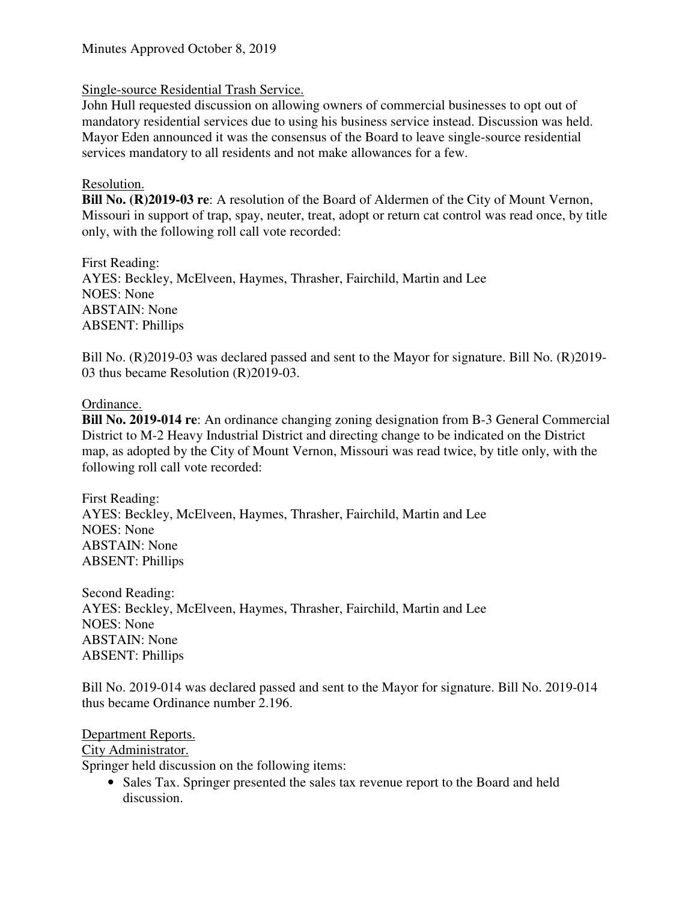Minutes Approved October 8, 2019

Single-source Residential Trash Service.
John Hull requested discussion on allowing owners of commercial businesses to opt out of mandatory residential services due to using his business service instead. Discussion was held. Mayor Eden announced it was the consensus of the Board to leave single-source residential services mandatory to all residents and not make allowances for a few.

Resolution.
**Bill No. (R)2019-03 re**: A resolution of the Board of Aldermen of the City of Mount Vernon, Missouri in support of trap, spay, neuter, treat, adopt or return cat control was read once, by title only, with the following roll call vote recorded:

First Reading:
AYES: Beckley, McElveen, Haymes, Thrasher, Fairchild, Martin and Lee
NOES: None
ABSTAIN: None
ABSENT: Phillips

Bill No. (R)2019-03 was declared passed and sent to the Mayor for signature. Bill No. (R)2019-03 thus became Resolution (R)2019-03.

Ordinance.
**Bill No. 2019-014 re**: An ordinance changing zoning designation from B-3 General Commercial District to M-2 Heavy Industrial District and directing change to be indicated on the District map, as adopted by the City of Mount Vernon, Missouri was read twice, by title only, with the following roll call vote recorded:

First Reading:
AYES: Beckley, McElveen, Haymes, Thrasher, Fairchild, Martin and Lee
NOES: None
ABSTAIN: None
ABSENT: Phillips

Second Reading:
AYES: Beckley, McElveen, Haymes, Thrasher, Fairchild, Martin and Lee
NOES: None
ABSTAIN: None
ABSENT: Phillips

Bill No. 2019-014 was declared passed and sent to the Mayor for signature. Bill No. 2019-014 thus became Ordinance number 2.196.

Department Reports.
City Administrator.
Springer held discussion on the following items:

- Sales Tax. Springer presented the sales tax revenue report to the Board and held discussion.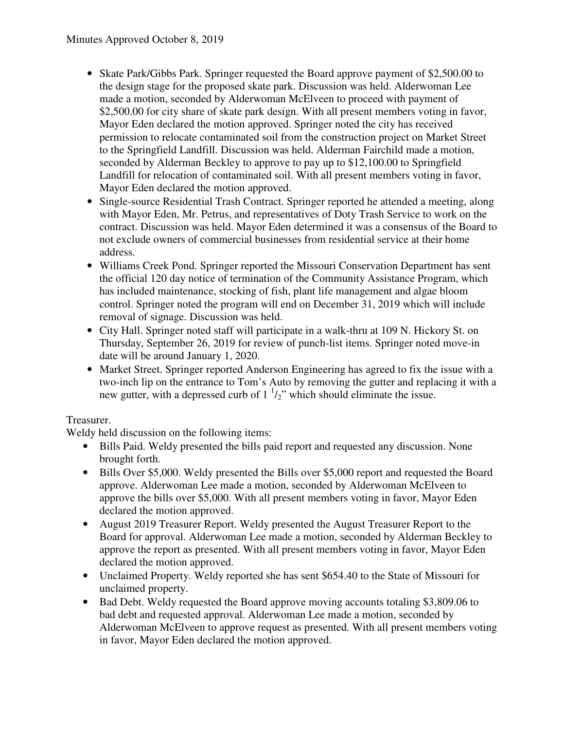- Skate Park/Gibbs Park. Springer requested the Board approve payment of $2,500.00 to the design stage for the proposed skate park. Discussion was held. Alderwoman Lee made a motion, seconded by Alderwoman McElveen to proceed with payment of $2,500.00 for city share of skate park design. With all present members voting in favor, Mayor Eden declared the motion approved. Springer noted the city has received permission to relocate contaminated soil from the construction project on Market Street to the Springfield Landfill. Discussion was held. Alderman Fairchild made a motion, seconded by Alderman Beckley to approve to pay up to $12,100.00 to Springfield Landfill for relocation of contaminated soil. With all present members voting in favor, Mayor Eden declared the motion approved.
- Single-source Residential Trash Contract. Springer reported he attended a meeting, along with Mayor Eden, Mr. Petrus, and representatives of Doty Trash Service to work on the contract. Discussion was held. Mayor Eden determined it was a consensus of the Board to not exclude owners of commercial businesses from residential service at their home address.
- Williams Creek Pond. Springer reported the Missouri Conservation Department has sent the official 120 day notice of termination of the Community Assistance Program, which has included maintenance, stocking of fish, plant life management and algae bloom control. Springer noted the program will end on December 31, 2019 which will include removal of signage. Discussion was held.
- City Hall. Springer noted staff will participate in a walk-thru at 109 N. Hickory St. on Thursday, September 26, 2019 for review of punch-list items. Springer noted move-in date will be around January 1, 2020.
- Market Street. Springer reported Anderson Engineering has agreed to fix the issue with a two-inch lip on the entrance to Tom's Auto by removing the gutter and replacing it with a new gutter, with a depressed curb of 1 1/2" which should eliminate the issue.

Treasurer.

Weldy held discussion on the following items:

- Bills Paid. Weldy presented the bills paid report and requested any discussion. None brought forth.
- Bills Over $5,000. Weldy presented the Bills over $5,000 report and requested the Board approve. Alderwoman Lee made a motion, seconded by Alderwoman McElveen to approve the bills over $5,000. With all present members voting in favor, Mayor Eden declared the motion approved.
- August 2019 Treasurer Report. Weldy presented the August Treasurer Report to the Board for approval. Alderwoman Lee made a motion, seconded by Alderman Beckley to approve the report as presented. With all present members voting in favor, Mayor Eden declared the motion approved.
- Unclaimed Property. Weldy reported she has sent $654.40 to the State of Missouri for unclaimed property.
- Bad Debt. Weldy requested the Board approve moving accounts totaling $3,809.06 to bad debt and requested approval. Alderwoman Lee made a motion, seconded by Alderwoman McElveen to approve request as presented. With all present members voting in favor, Mayor Eden declared the motion approved.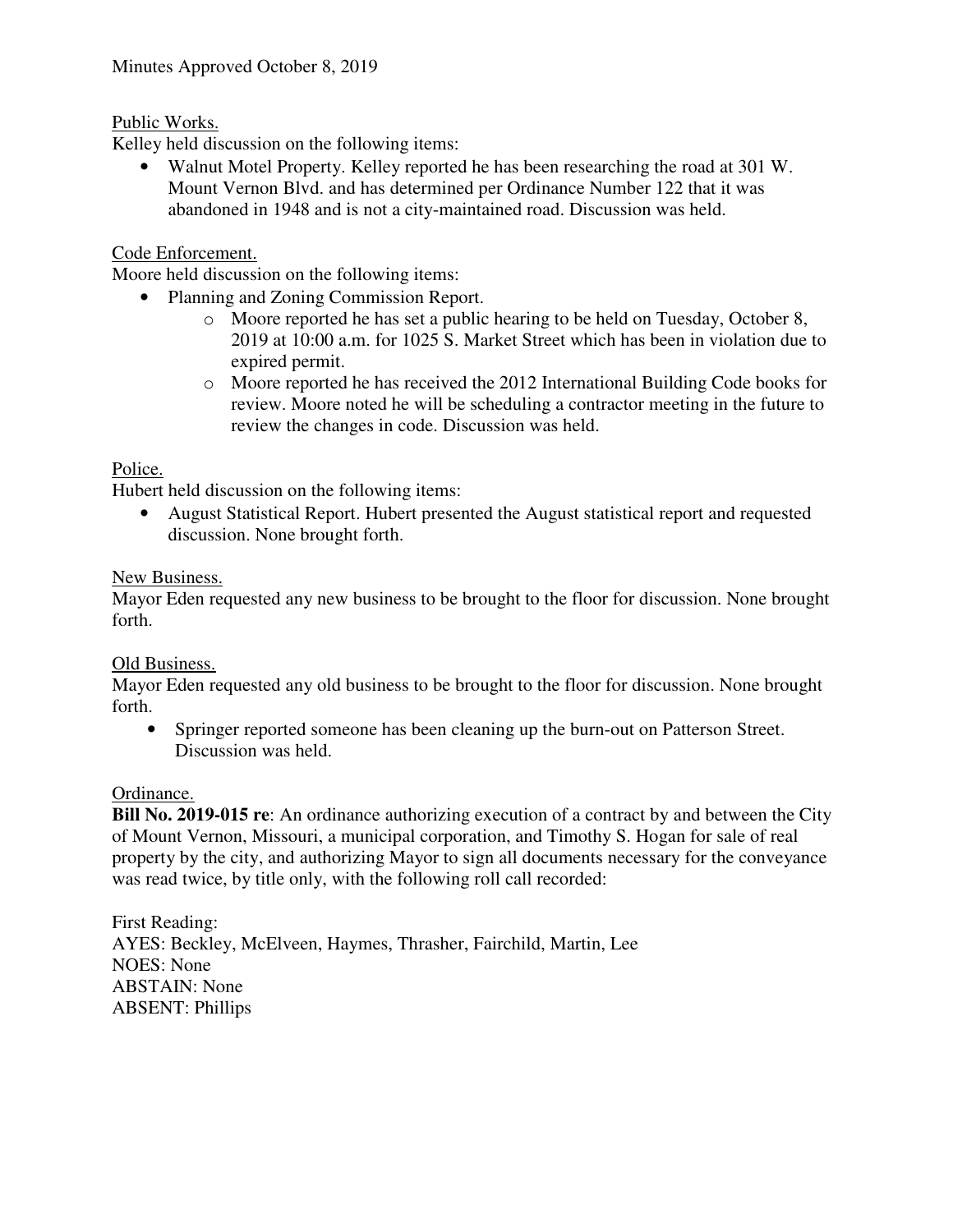Minutes Approved October 8, 2019

Public Works.
Kelley held discussion on the following items:

- Walnut Motel Property. Kelley reported he has been researching the road at 301 W. Mount Vernon Blvd. and has determined per Ordinance Number 122 that it was abandoned in 1948 and is not a city-maintained road. Discussion was held.

Code Enforcement.
Moore held discussion on the following items:

- Planning and Zoning Commission Report.
  - Moore reported he has set a public hearing to be held on Tuesday, October 8, 2019 at 10:00 a.m. for 1025 S. Market Street which has been in violation due to expired permit.
  - Moore reported he has received the 2012 International Building Code books for review. Moore noted he will be scheduling a contractor meeting in the future to review the changes in code. Discussion was held.

Police.
Hubert held discussion on the following items:

- August Statistical Report. Hubert presented the August statistical report and requested discussion. None brought forth.

New Business.
Mayor Eden requested any new business to be brought to the floor for discussion. None brought forth.

Old Business.
Mayor Eden requested any old business to be brought to the floor for discussion. None brought forth.

- Springer reported someone has been cleaning up the burn-out on Patterson Street. Discussion was held.

Ordinance.
**Bill No. 2019-015 re**: An ordinance authorizing execution of a contract by and between the City of Mount Vernon, Missouri, a municipal corporation, and Timothy S. Hogan for sale of real property by the city, and authorizing Mayor to sign all documents necessary for the conveyance was read twice, by title only, with the following roll call recorded:

First Reading:
AYES: Beckley, McElveen, Haymes, Thrasher, Fairchild, Martin, Lee
NOES: None
ABSTAIN: None
ABSENT: Phillips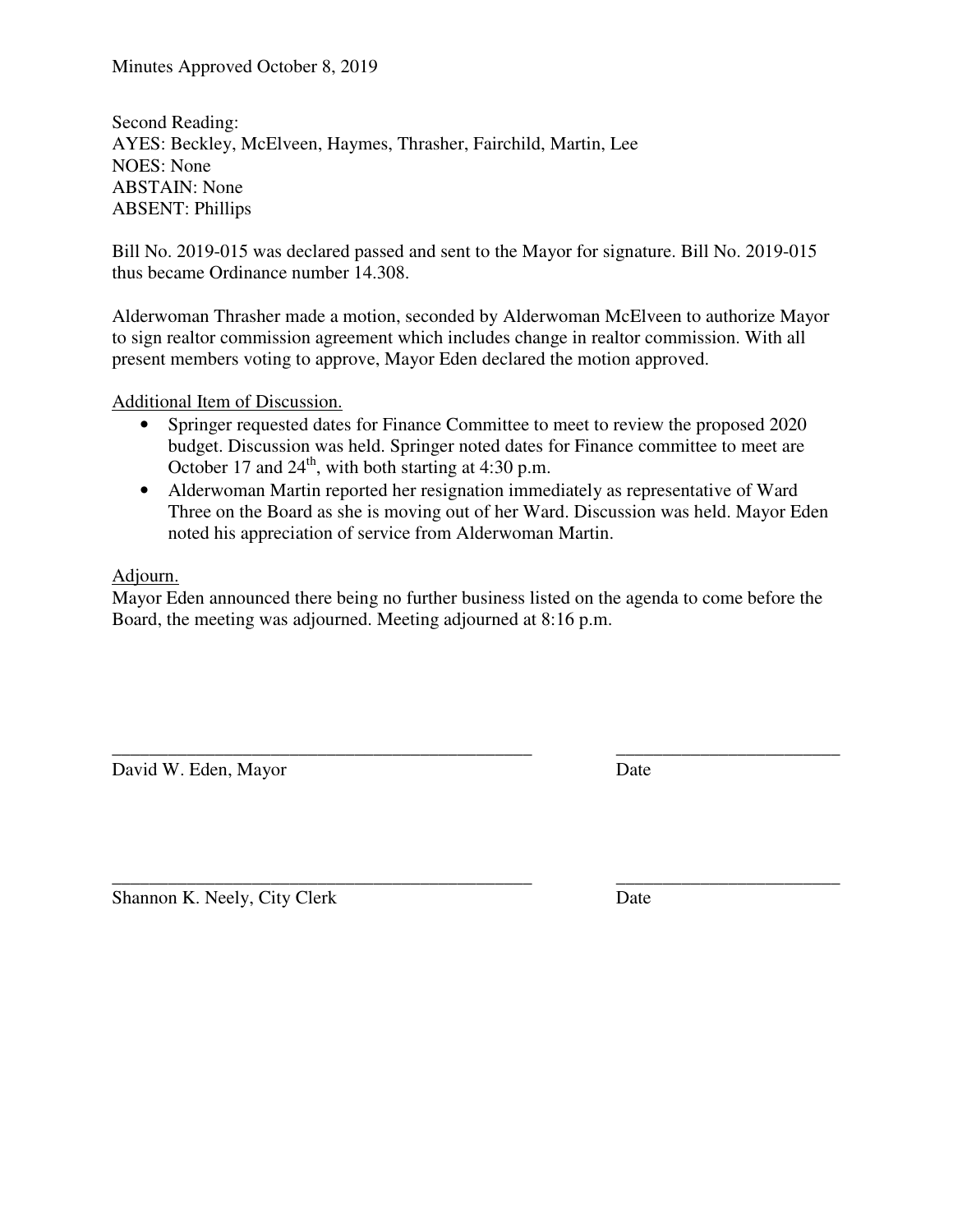Minutes Approved October 8, 2019

Second Reading:
AYES: Beckley, McElveen, Haymes, Thrasher, Fairchild, Martin, Lee
NOES: None
ABSTAIN: None
ABSENT: Phillips

Bill No. 2019-015 was declared passed and sent to the Mayor for signature. Bill No. 2019-015 thus became Ordinance number 14.308.

Alderwoman Thrasher made a motion, seconded by Alderwoman McElveen to authorize Mayor to sign realtor commission agreement which includes change in realtor commission. With all present members voting to approve, Mayor Eden declared the motion approved.

Additional Item of Discussion.

- Springer requested dates for Finance Committee to meet to review the proposed 2020 budget. Discussion was held. Springer noted dates for Finance committee to meet are October 17 and 24th, with both starting at 4:30 p.m.
- Alderwoman Martin reported her resignation immediately as representative of Ward Three on the Board as she is moving out of her Ward. Discussion was held. Mayor Eden noted his appreciation of service from Alderwoman Martin.

Adjourn.

Mayor Eden announced there being no further business listed on the agenda to come before the Board, the meeting was adjourned. Meeting adjourned at 8:16 p.m.

_______________________________________________ ________________________

David W. Eden, Mayor Date

_______________________________________________ ________________________

Shannon K. Neely, City Clerk Date